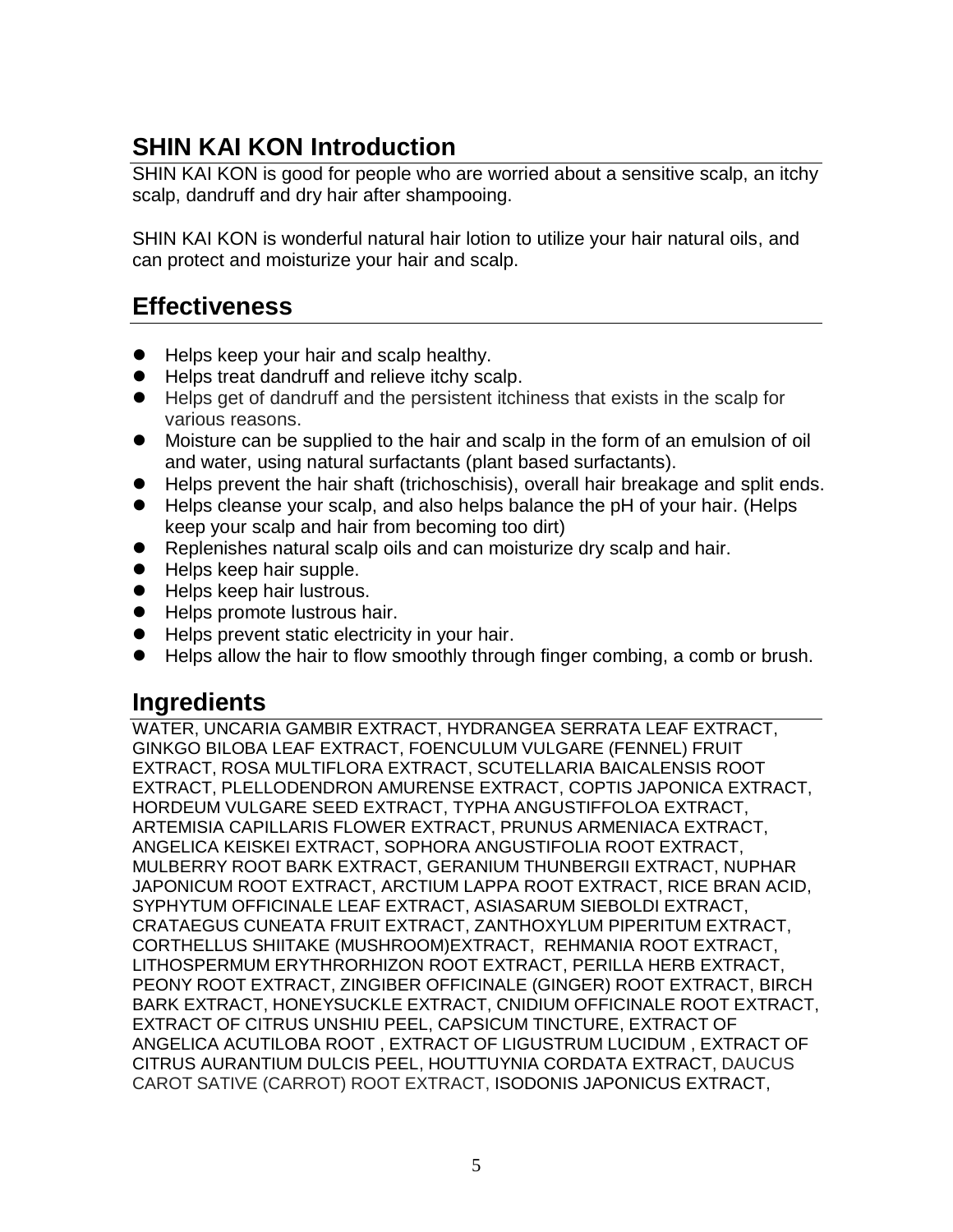## SHIN KAI KON Introduction

SHIN KAI KON is good for people who are worried about a sensitive scalp, an itchy scalp, dandruff and dry hair after shampooing.

SHIN KAI KON is wonderful natural hair lotion to utilize your hair natural oils, and can protect and moisturize your hair and scalp.

## Effectiveness

- Helps keep your hair and scalp healthy.
- Helps treat dandruff and relieve itchy scalp.
- Helps get of dandruff and the persistent itchiness that exists in the scalp for various reasons.
- Moisture can be supplied to the hair and scalp in the form of an emulsion of oil and water, using natural surfactants (plant based surfactants).
- Helps prevent the hair shaft (trichoschisis), overall hair breakage and split ends.
- Helps cleanse your scalp, and also helps balance the pH of your hair. (Helps keep your scalp and hair from becoming too dirt)
- Replenishes natural scalp oils and can moisturize dry scalp and hair.
- Helps keep hair supple.
- Helps keep hair lustrous.
- Helps promote lustrous hair.
- Helps prevent static electricity in your hair.
- Helps allow the hair to flow smoothly through finger combing, a comb or brush.

## Ingredients

WATER, UNCARIA GAMBIR EXTRACT, HYDRANGEA SERRATA LEAF EXTRACT, GINKGO BILOBA LEAF EXTRACT, FOENCULUM VULGARE (FENNEL) FRUIT EXTRACT, ROSA MULTIFLORA EXTRACT, SCUTELLARIA BAICALENSIS ROOT EXTRACT, PLELLODENDRON AMURENSE EXTRACT, COPTIS JAPONICA EXTRACT, HORDEUM VULGARE SEED EXTRACT, TYPHA ANGUSTIFFOLOA EXTRACT, ARTEMISIA CAPILLARIS FLOWER EXTRACT, PRUNUS ARMENIACA EXTRACT, ANGELICA KEISKEI EXTRACT, SOPHORA ANGUSTIFOLIA ROOT EXTRACT, MULBERRY ROOT BARK EXTRACT, GERANIUM THUNBERGII EXTRACT, NUPHAR JAPONICUM ROOT EXTRACT, ARCTIUM LAPPA ROOT EXTRACT, RICE BRAN ACID, SYPHYTUM OFFICINALE LEAF EXTRACT, ASIASARUM SIEBOLDI EXTRACT, CRATAEGUS CUNEATA FRUIT EXTRACT, ZANTHOXYLUM PIPERITUM EXTRACT, CORTHELLUS SHIITAKE (MUSHROOM)EXTRACT, REHMANIA ROOT EXTRACT, LITHOSPERMUM ERYTHRORHIZON ROOT EXTRACT, PERILLA HERB EXTRACT, PEONY ROOT EXTRACT, ZINGIBER OFFICINALE (GINGER) ROOT EXTRACT, BIRCH BARK EXTRACT, HONEYSUCKLE EXTRACT, CNIDIUM OFFICINALE ROOT EXTRACT, EXTRACT OF CITRUS UNSHIU PEEL, CAPSICUM TINCTURE, EXTRACT OF ANGELICA ACUTILOBA ROOT , EXTRACT OF LIGUSTRUM LUCIDUM , EXTRACT OF CITRUS AURANTIUM DULCIS PEEL, HOUTTUYNIA CORDATA EXTRACT, DAUCUS CAROT SATIVE (CARROT) ROOT EXTRACT, ISODONIS JAPONICUS EXTRACT,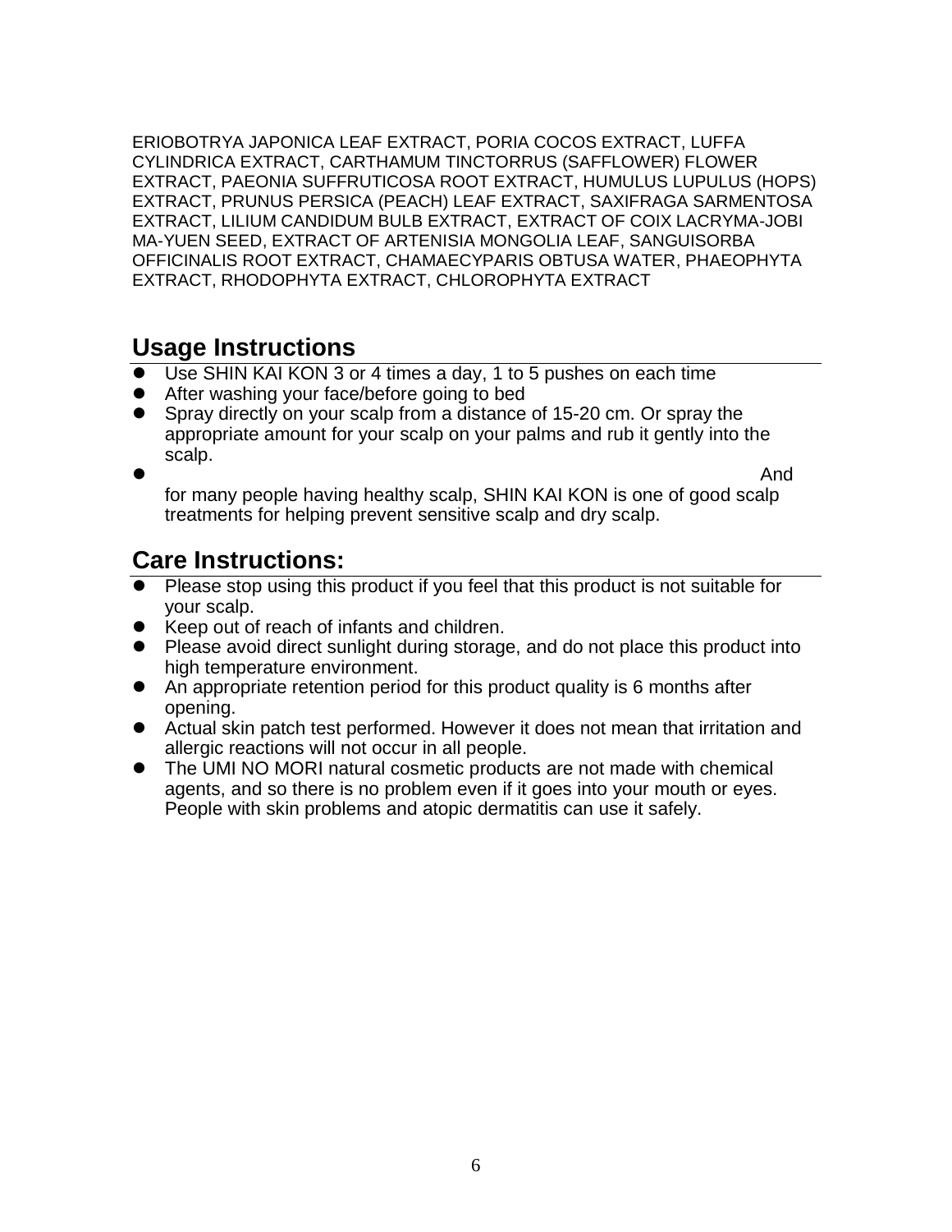ERIOBOTRYA JAPONICA LEAF EXTRACT, PORIA COCOS EXTRACT, LUFFA CYLINDRICA EXTRACT, CARTHAMUM TINCTORRUS (SAFFLOWER) FLOWER EXTRACT, PAEONIA SUFFRUTICOSA ROOT EXTRACT, HUMULUS LUPULUS (HOPS) EXTRACT, PRUNUS PERSICA (PEACH) LEAF EXTRACT, SAXIFRAGA SARMENTOSA EXTRACT, LILIUM CANDIDUM BULB EXTRACT, EXTRACT OF COIX LACRYMA-JOBI MA-YUEN SEED, EXTRACT OF ARTENISIA MONGOLIA LEAF, SANGUISORBA OFFICINALIS ROOT EXTRACT, CHAMAECYPARIS OBTUSA WATER, PHAEOPHYTA EXTRACT, RHODOPHYTA EXTRACT, CHLOROPHYTA EXTRACT

## Usage Instructions

- Use SHIN KAI KON 3 or 4 times a day, 1 to 5 pushes on each time
- After washing your face/before going to bed
- Spray directly on your scalp from a distance of 15-20 cm. Or spray the appropriate amount for your scalp on your palms and rub it gently into the scalp.
- And for many people having healthy scalp, SHIN KAI KON is one of good scalp treatments for helping prevent sensitive scalp and dry scalp.

## Care Instructions:

- Please stop using this product if you feel that this product is not suitable for your scalp.
- Keep out of reach of infants and children.
- Please avoid direct sunlight during storage, and do not place this product into high temperature environment.
- An appropriate retention period for this product quality is 6 months after opening.
- Actual skin patch test performed. However it does not mean that irritation and allergic reactions will not occur in all people.
- The UMI NO MORI natural cosmetic products are not made with chemical agents, and so there is no problem even if it goes into your mouth or eyes. People with skin problems and atopic dermatitis can use it safely.